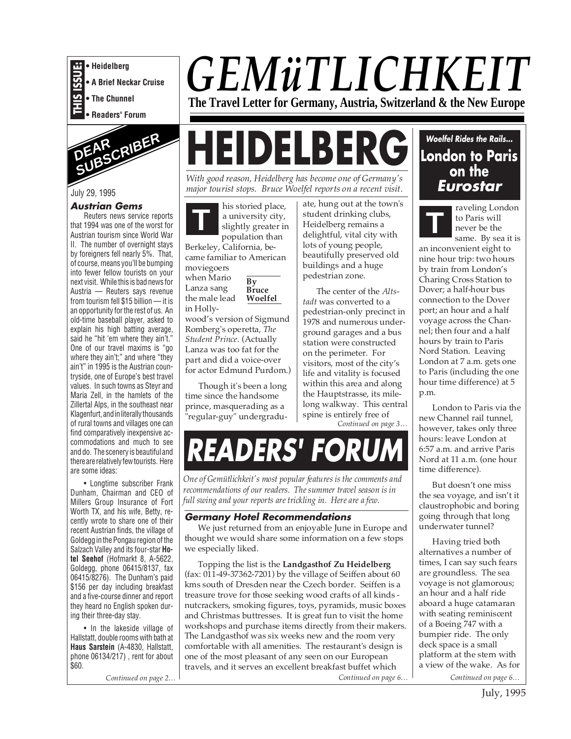# GEMüTLICHKEIT

**The Travel Letter for Germany, Austria, Switzerland & the New Europe**

**THIS ISSUE:**

- Heidelberg
- A Brief Neckar Cruise
- The Chunnel
- Readers' Forum

## DEAR SUBSCRIBER

July 29, 1995

### Austrian Gems

Reuters news service reports that 1994 was one of the worst for Austrian tourism since World War II. The number of overnight stays by foreigners fell nearly 5%. That, of course, means you'll be bumping into fewer fellow tourists on your next visit. While this is bad news for Austria — Reuters says revenue from tourism fell $15 billion — it is an opportunity for the rest of us. An old-time baseball player, asked to explain his high batting average, said he "hit 'em where they ain't." One of our travel maxims is "go where they ain't;" and where "they ain't" in 1995 is the Austrian countryside, one of Europe's best travel values. In such towns as Steyr and Maria Zell, in the hamlets of the Zillertal Alps, in the southeast near Klagenfurt, and in literally thousands of rural towns and villages one can find comparatively inexpensive accommodations and much to see and do. The scenery is beautiful and there are relatively few tourists. Here are some ideas:

• Longtime subscriber Frank Dunham, Chairman and CEO of Millers Group Insurance of Fort Worth TX, and his wife, Betty, recently wrote to share one of their recent Austrian finds, the village of Goldegg in the Pongau region of the Salzach Valley and its four-star **Hotel Seehof** (Hofmarkt 8, A-5622, Goldegg, phone 06415/8137, fax 06415/8276). The Dunham's paid $156 per day including breakfast and a five-course dinner and report they heard no English spoken during their three-day stay.

• In the lakeside village of Hallstatt, double rooms with bath at **Haus Sarstein** (A-4830, Hallstatt, phone 06134/217) , rent for about $60.

*Continued on page 2…*

# HEIDELBERG

*With good reason, Heidelberg has become one of Germany's major tourist stops. Bruce Woelfel reports on a recent visit.*

**By Bruce Woelfel**

This storied place, a university city, slightly greater in population than Berkeley, California, became familiar to American moviegoers when Mario Lanza sang the male lead in Hollywood's version of Sigmund Romberg's operetta, *The Student Prince*. (Actually Lanza was too fat for the part and did a voice-over for actor Edmund Purdom.)

Though it's been a long time since the handsome prince, masquerading as a "regular-guy" undergraduate, hung out at the town's student drinking clubs, Heidelberg remains a delightful, vital city with lots of young people, beautifully preserved old buildings and a huge pedestrian zone.

The center of the *Altstadt* was converted to a pedestrian-only precinct in 1978 and numerous underground garages and a bus station were constructed on the perimeter. For visitors, most of the city's life and vitality is focused within this area and along the Hauptstrasse, its mile-long walkway. This central spine is entirely free of

*Continued on page 3…*

# READERS' FORUM

*One of Gemütlichkeit's most popular features is the comments and recommendations of our readers. The summer travel season is in full swing and your reports are trickling in. Here are a few.*

### Germany Hotel Recommendations

We just returned from an enjoyable June in Europe and thought we would share some information on a few stops we especially liked.

Topping the list is the **Landgasthof Zu Heidelberg** (fax: 011-49-37362-7201) by the village of Seiffen about 60 kms south of Dresden near the Czech border. Seiffen is a treasure trove for those seeking wood crafts of all kinds - nutcrackers, smoking figures, toys, pyramids, music boxes and Christmas buttresses. It is great fun to visit the home workshops and purchase items directly from their makers. The Landgasthof was six weeks new and the room very comfortable with all amenities. The restaurant's design is one of the most pleasant of any seen on our European travels, and it serves an excellent breakfast buffet which

*Continued on page 6…*

## Woelfel Rides the Rails... London to Paris on the *Eurostar*

Traveling London to Paris will never be the same. By sea it is an inconvenient eight to nine hour trip: two hours by train from London's Charing Cross Station to Dover; a half-hour bus connection to the Dover port; an hour and a half voyage across the Channel; then four and a half hours by train to Paris Nord Station. Leaving London at 7 a.m. gets one to Paris (including the one hour time difference) at 5 p.m.

London to Paris via the new Channel rail tunnel, however, takes only three hours: leave London at 6:57 a.m. and arrive Paris Nord at 11 a.m. (one hour time difference).

But doesn't one miss the sea voyage, and isn't it claustrophobic and boring going through that long underwater tunnel?

Having tried both alternatives a number of times, I can say such fears are groundless. The sea voyage is not glamorous; an hour and a half ride aboard a huge catamaran with seating reminiscent of a Boeing 747 with a bumpier ride. The only deck space is a small platform at the stern with a view of the wake. As for

*Continued on page 6…*

July, 1995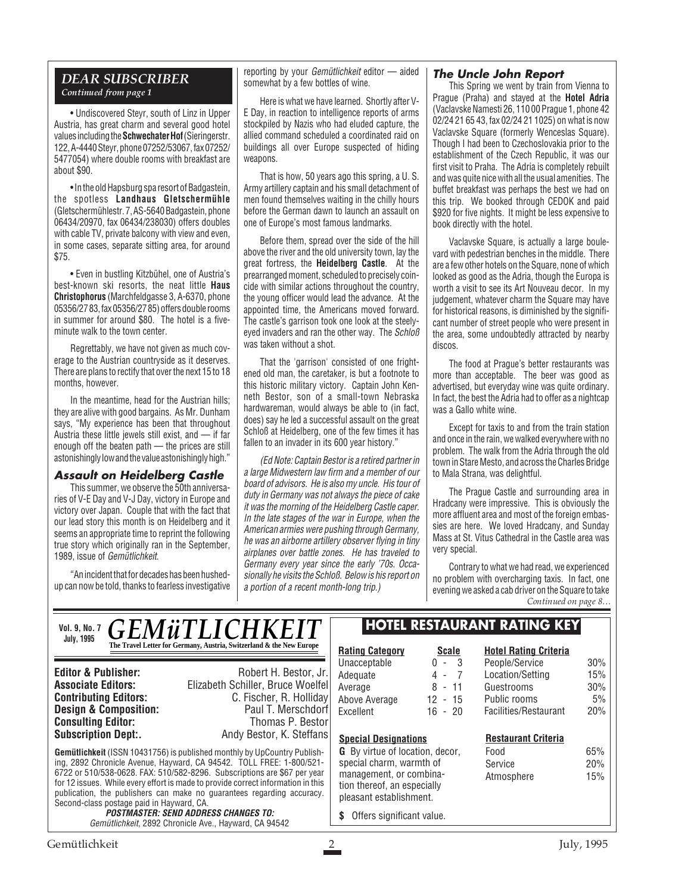## DEAR SUBSCRIBER

*Continued from page 1*

• Undiscovered Steyr, south of Linz in Upper Austria, has great charm and several good hotel values including the **Schwechater Hof** (Sieringerstr. 122, A-4440 Steyr, phone 07252/53067, fax 07252/5477054) where double rooms with breakfast are about $90.

• In the old Hapsburg spa resort of Badgastein, the spotless **Landhaus Gletschermühle** (Gletschermühlestr. 7, AS-5640 Badgastein, phone 06434/20970, fax 06434/238030) offers doubles with cable TV, private balcony with view and even, in some cases, separate sitting area, for around $75.

• Even in bustling Kitzbühel, one of Austria's best-known ski resorts, the neat little **Haus Christophorus** (Marchfeldgasse 3, A-6370, phone 05356/27 83, fax 05356/27 85) offers double rooms in summer for around $80. The hotel is a five-minute walk to the town center.

Regrettably, we have not given as much coverage to the Austrian countryside as it deserves. There are plans to rectify that over the next 15 to 18 months, however.

In the meantime, head for the Austrian hills; they are alive with good bargains. As Mr. Dunham says, "My experience has been that throughout Austria these little jewels still exist, and — if far enough off the beaten path — the prices are still astonishingly low and the value astonishingly high."

### Assault on Heidelberg Castle

This summer, we observe the 50th anniversaries of V-E Day and V-J Day, victory in Europe and victory over Japan. Couple that with the fact that our lead story this month is on Heidelberg and it seems an appropriate time to reprint the following true story which originally ran in the September, 1989, issue of *Gemütlichkeit*.

"An incident that for decades has been hushed-up can now be told, thanks to fearless investigative reporting by your *Gemütlichkeit* editor — aided somewhat by a few bottles of wine.

Here is what we have learned. Shortly after V-E Day, in reaction to intelligence reports of arms stockpiled by Nazis who had eluded capture, the allied command scheduled a coordinated raid on buildings all over Europe suspected of hiding weapons.

That is how, 50 years ago this spring, a U. S. Army artillery captain and his small detachment of men found themselves waiting in the chilly hours before the German dawn to launch an assault on one of Europe's most famous landmarks.

Before them, spread over the side of the hill above the river and the old university town, lay the great fortress, the **Heidelberg Castle**. At the prearranged moment, scheduled to precisely coincide with similar actions throughout the country, the young officer would lead the advance. At the appointed time, the Americans moved forward. The castle's garrison took one look at the steely-eyed invaders and ran the other way. The *Schloß* was taken without a shot.

That the 'garrison' consisted of one frightened old man, the caretaker, is but a footnote to this historic military victory. Captain John Kenneth Bestor, son of a small-town Nebraska hardwareman, would always be able to (in fact, does) say he led a successful assault on the great Schloß at Heidelberg, one of the few times it has fallen to an invader in its 600 year history."

*(Ed Note: Captain Bestor is a retired partner in a large Midwestern law firm and a member of our board of advisors. He is also my uncle. His tour of duty in Germany was not always the piece of cake it was the morning of the Heidelberg Castle caper. In the late stages of the war in Europe, when the American armies were pushing through Germany, he was an airborne artillery observer flying in tiny airplanes over battle zones. He has traveled to Germany every year since the early '70s. Occasionally he visits the Schloß. Below is his report on a portion of a recent month-long trip.)*

### The Uncle John Report

This Spring we went by train from Vienna to Prague (Praha) and stayed at the **Hotel Adria** (Vaclavske Namesti 26, 110 00 Prague 1, phone 42 02/24 21 65 43, fax 02/24 21 1025) on what is now Vaclavske Square (formerly Wenceslas Square). Though I had been to Czechoslovakia prior to the establishment of the Czech Republic, it was our first visit to Praha. The Adria is completely rebuilt and was quite nice with all the usual amenities. The buffet breakfast was perhaps the best we had on this trip. We booked through CEDOK and paid $920 for five nights. It might be less expensive to book directly with the hotel.

Vaclavske Square, is actually a large boulevard with pedestrian benches in the middle. There are a few other hotels on the Square, none of which looked as good as the Adria, though the Europa is worth a visit to see its Art Nouveau decor. In my judgement, whatever charm the Square may have for historical reasons, is diminished by the significant number of street people who were present in the area, some undoubtedly attracted by nearby discos.

The food at Prague's better restaurants was more than acceptable. The beer was good as advertised, but everyday wine was quite ordinary. In fact, the best the Adria had to offer as a nightcap was a Gallo white wine.

Except for taxis to and from the train station and once in the rain, we walked everywhere with no problem. The walk from the Adria through the old town in Stare Mesto, and across the Charles Bridge to Mala Strana, was delightful.

The Prague Castle and surrounding area in Hradcany were impressive. This is obviously the more affluent area and most of the foreign embassies are here. We loved Hradcany, and Sunday Mass at St. Vitus Cathedral in the Castle area was very special.

Contrary to what we had read, we experienced no problem with overcharging taxis. In fact, one evening we asked a cab driver on the Square to take

*Continued on page 8…*

---

**Vol. 9, No. 7, July, 1995**

## GEMüTLICHKEIT

**The Travel Letter for Germany, Austria, Switzerland & the New Europe**

| | |
|---|---|
| **Editor & Publisher:** | Robert H. Bestor, Jr. |
| **Associate Editors:** | Elizabeth Schiller, Bruce Woelfel |
| **Contributing Editors:** | C. Fischer, R. Holliday |
| **Design & Composition:** | Paul T. Merschdorf |
| **Consulting Editor:** | Thomas P. Bestor |
| **Subscription Dept:.** | Andy Bestor, K. Steffans |

**Gemütlichkeit** (ISSN 10431756) is published monthly by UpCountry Publishing, 2892 Chronicle Avenue, Hayward, CA 94542. TOLL FREE: 1-800/521-6722 or 510/538-0628. FAX: 510/582-8296. Subscriptions are $67 per year for 12 issues. While every effort is made to provide correct information in this publication, the publishers can make no guarantees regarding accuracy. Second-class postage paid in Hayward, CA.

**POSTMASTER: SEND ADDRESS CHANGES TO:**
*Gemütlichkeit*, 2892 Chronicle Ave., Hayward, CA 94542

## HOTEL RESTAURANT RATING KEY

| Rating Category | Scale |
|---|---|
| Unacceptable | 0 - 3 |
| Adequate | 4 - 7 |
| Average | 8 - 11 |
| Above Average | 12 - 15 |
| Excellent | 16 - 20 |

| Hotel Rating Criteria | |
|---|---|
| People/Service | 30% |
| Location/Setting | 15% |
| Guestrooms | 30% |
| Public rooms | 5% |
| Facilities/Restaurant | 20% |

**Special Designations**

**G** By virtue of location, decor, special charm, warmth of management, or combination thereof, an especially pleasant establishment.

**$** Offers significant value.

| Restaurant Criteria | |
|---|---|
| Food | 65% |
| Service | 20% |
| Atmosphere | 15% |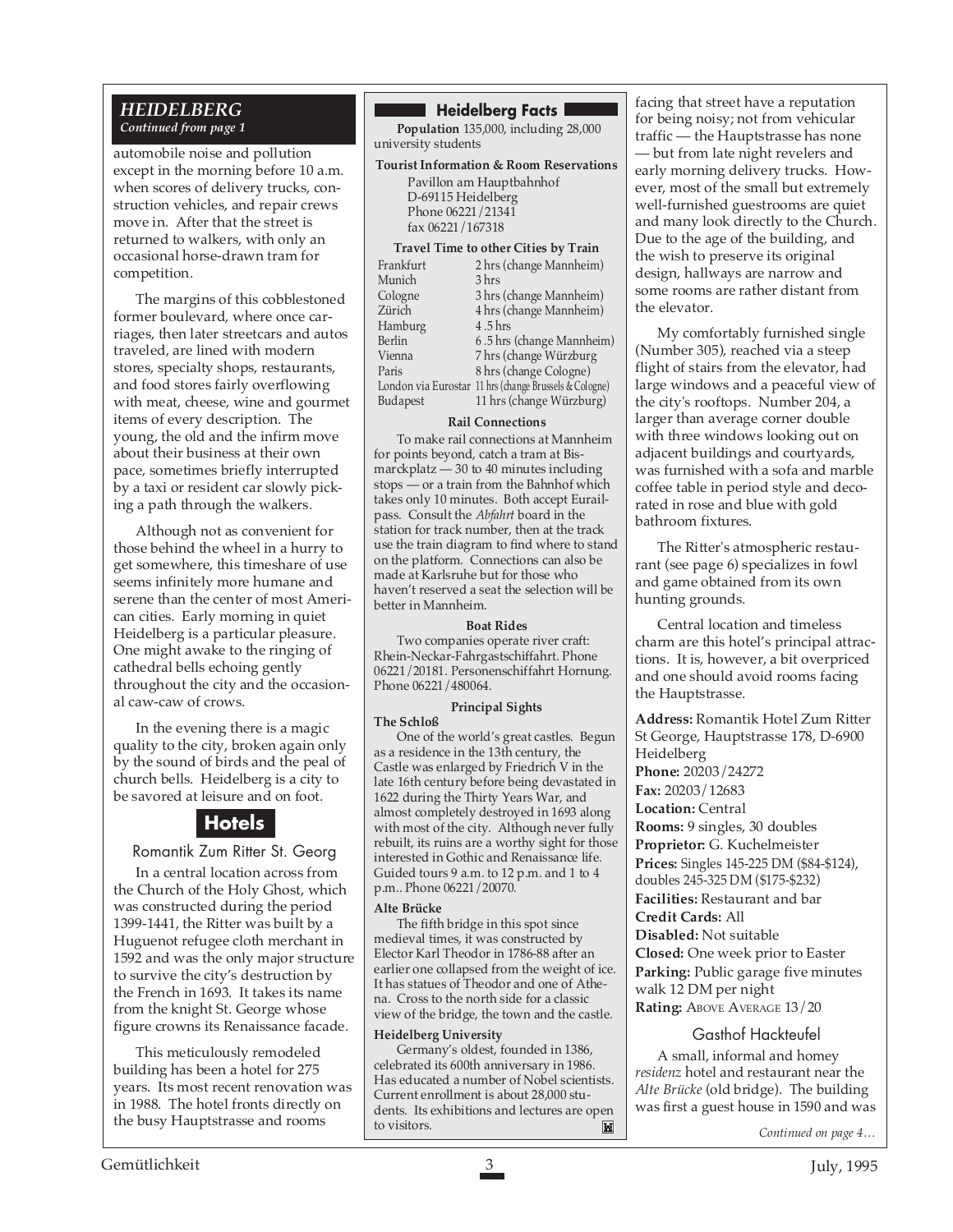## HEIDELBERG

*Continued from page 1*

automobile noise and pollution except in the morning before 10 a.m. when scores of delivery trucks, construction vehicles, and repair crews move in. After that the street is returned to walkers, with only an occasional horse-drawn tram for competition.

The margins of this cobblestoned former boulevard, where once carriages, then later streetcars and autos traveled, are lined with modern stores, specialty shops, restaurants, and food stores fairly overflowing with meat, cheese, wine and gourmet items of every description. The young, the old and the infirm move about their business at their own pace, sometimes briefly interrupted by a taxi or resident car slowly picking a path through the walkers.

Although not as convenient for those behind the wheel in a hurry to get somewhere, this timeshare of use seems infinitely more humane and serene than the center of most American cities. Early morning in quiet Heidelberg is a particular pleasure. One might awake to the ringing of cathedral bells echoing gently throughout the city and the occasional caw-caw of crows.

In the evening there is a magic quality to the city, broken again only by the sound of birds and the peal of church bells. Heidelberg is a city to be savored at leisure and on foot.

### Heidelberg Facts

**Population** 135,000, including 28,000 university students

**Tourist Information & Room Reservations**
Pavillon am Hauptbahnhof
D-69115 Heidelberg
Phone 06221/21341
fax 06221/167318

**Travel Time to other Cities by Train**

| | |
|---|---|
| Frankfurt | 2 hrs (change Mannheim) |
| Munich | 3 hrs |
| Cologne | 3 hrs (change Mannheim) |
| Zürich | 4 hrs (change Mannheim) |
| Hamburg | 4 .5 hrs |
| Berlin | 6 .5 hrs (change Mannheim) |
| Vienna | 7 hrs (change Würzburg |
| Paris | 8 hrs (change Cologne) |
| London via Eurostar | 11 hrs (change Brussels & Cologne) |
| Budapest | 11 hrs (change Würzburg) |

**Rail Connections**

To make rail connections at Mannheim for points beyond, catch a tram at Bismarckplatz — 30 to 40 minutes including stops — or a train from the Bahnhof which takes only 10 minutes. Both accept Eurailpass. Consult the *Abfahrt* board in the station for track number, then at the track use the train diagram to find where to stand on the platform. Connections can also be made at Karlsruhe but for those who haven't reserved a seat the selection will be better in Mannheim.

**Boat Rides**

Two companies operate river craft: Rhein-Neckar-Fahrgastschiffahrt. Phone 06221/20181. Personenschiffahrt Hornung. Phone 06221/480064.

**Principal Sights**

**The Schloß**

One of the world's great castles. Begun as a residence in the 13th century, the Castle was enlarged by Friedrich V in the late 16th century before being devastated in 1622 during the Thirty Years War, and almost completely destroyed in 1693 along with most of the city. Although never fully rebuilt, its ruins are a worthy sight for those interested in Gothic and Renaissance life. Guided tours 9 a.m. to 12 p.m. and 1 to 4 p.m.. Phone 06221/20070.

**Alte Brücke**

The fifth bridge in this spot since medieval times, it was constructed by Elector Karl Theodor in 1786-88 after an earlier one collapsed from the weight of ice. It has statues of Theodor and one of Athena. Cross to the north side for a classic view of the bridge, the town and the castle.

**Heidelberg University**

Germany's oldest, founded in 1386, celebrated its 600th anniversary in 1986. Has educated a number of Nobel scientists. Current enrollment is about 28,000 students. Its exhibitions and lectures are open to visitors.

## Hotels

### Romantik Zum Ritter St. Georg

In a central location across from the Church of the Holy Ghost, which was constructed during the period 1399-1441, the Ritter was built by a Huguenot refugee cloth merchant in 1592 and was the only major structure to survive the city's destruction by the French in 1693. It takes its name from the knight St. George whose figure crowns its Renaissance facade.

This meticulously remodeled building has been a hotel for 275 years. Its most recent renovation was in 1988. The hotel fronts directly on the busy Hauptstrasse and rooms facing that street have a reputation for being noisy; not from vehicular traffic — the Hauptstrasse has none — but from late night revelers and early morning delivery trucks. However, most of the small but extremely well-furnished guestrooms are quiet and many look directly to the Church. Due to the age of the building, and the wish to preserve its original design, hallways are narrow and some rooms are rather distant from the elevator.

My comfortably furnished single (Number 305), reached via a steep flight of stairs from the elevator, had large windows and a peaceful view of the city's rooftops. Number 204, a larger than average corner double with three windows looking out on adjacent buildings and courtyards, was furnished with a sofa and marble coffee table in period style and decorated in rose and blue with gold bathroom fixtures.

The Ritter's atmospheric restaurant (see page 6) specializes in fowl and game obtained from its own hunting grounds.

Central location and timeless charm are this hotel's principal attractions. It is, however, a bit overpriced and one should avoid rooms facing the Hauptstrasse.

**Address:** Romantik Hotel Zum Ritter St George, Hauptstrasse 178, D-6900 Heidelberg
**Phone:** 20203/24272
**Fax:** 20203/12683
**Location:** Central
**Rooms:** 9 singles, 30 doubles
**Proprietor:** G. Kuchelmeister
**Prices:** Singles 145-225 DM ($84-$124), doubles 245-325 DM ($175-$232)
**Facilities:** Restaurant and bar
**Credit Cards:** All
**Disabled:** Not suitable
**Closed:** One week prior to Easter
**Parking:** Public garage five minutes walk 12 DM per night
**Rating:** ABOVE AVERAGE 13/20

### Gasthof Hackteufel

A small, informal and homey *residenz* hotel and restaurant near the *Alte Brücke* (old bridge). The building was first a guest house in 1590 and was

*Continued on page 4…*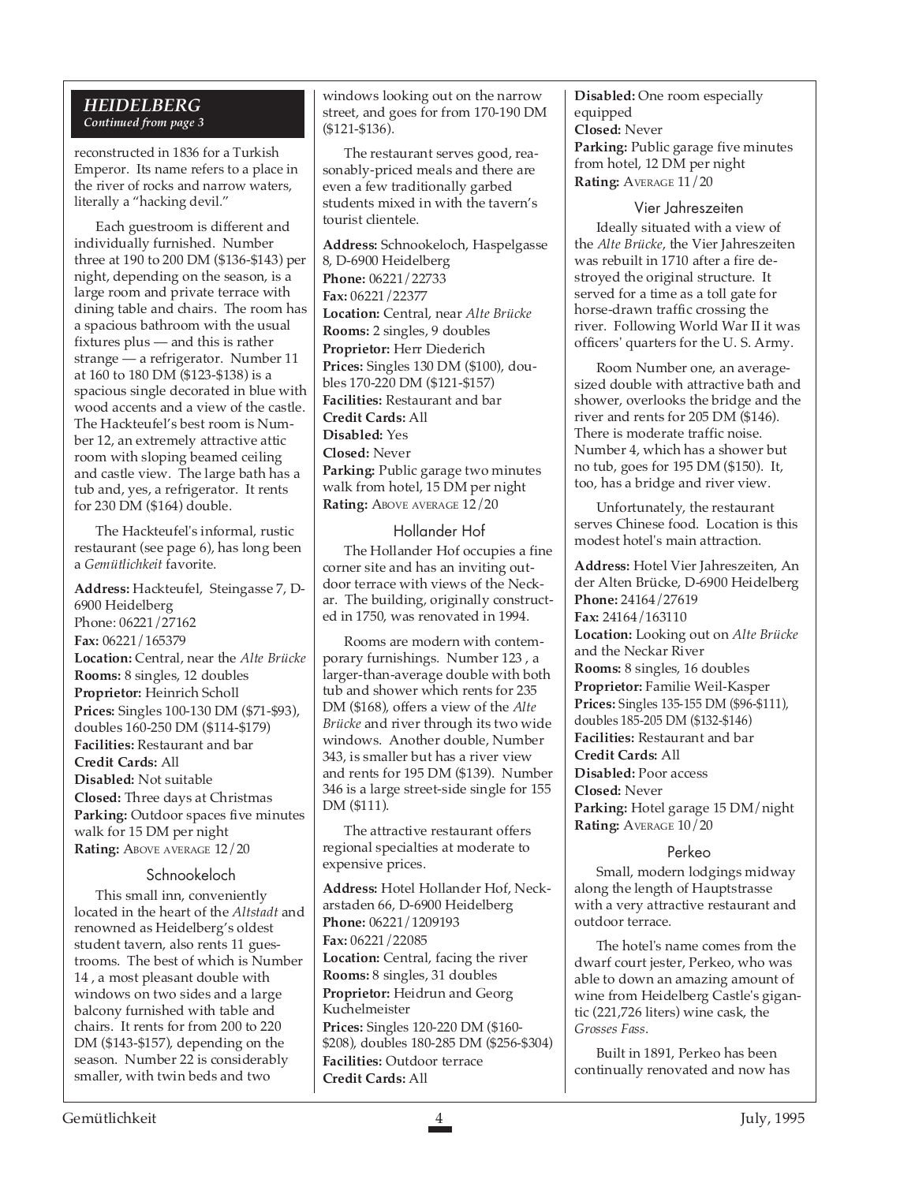## HEIDELBERG

*Continued from page 3*

reconstructed in 1836 for a Turkish Emperor. Its name refers to a place in the river of rocks and narrow waters, literally a "hacking devil."

Each guestroom is different and individually furnished. Number three at 190 to 200 DM ($136-$143) per night, depending on the season, is a large room and private terrace with dining table and chairs. The room has a spacious bathroom with the usual fixtures plus — and this is rather strange — a refrigerator. Number 11 at 160 to 180 DM ($123-$138) is a spacious single decorated in blue with wood accents and a view of the castle. The Hackteufel's best room is Number 12, an extremely attractive attic room with sloping beamed ceiling and castle view. The large bath has a tub and, yes, a refrigerator. It rents for 230 DM ($164) double.

The Hackteufel's informal, rustic restaurant (see page 6), has long been a *Gemütlichkeit* favorite.

**Address:** Hackteufel, Steingasse 7, D-6900 Heidelberg
Phone: 06221/27162
**Fax:** 06221/165379
**Location:** Central, near the *Alte Brücke*
**Rooms:** 8 singles, 12 doubles
**Proprietor:** Heinrich Scholl
**Prices:** Singles 100-130 DM ($71-$93), doubles 160-250 DM ($114-$179)
**Facilities:** Restaurant and bar
**Credit Cards:** All
**Disabled:** Not suitable
**Closed:** Three days at Christmas
**Parking:** Outdoor spaces five minutes walk for 15 DM per night
**Rating:** ABOVE AVERAGE 12/20

### Schnookeloch

This small inn, conveniently located in the heart of the *Altstadt* and renowned as Heidelberg's oldest student tavern, also rents 11 guestrooms. The best of which is Number 14 , a most pleasant double with windows on two sides and a large balcony furnished with table and chairs. It rents for from 200 to 220 DM ($143-$157), depending on the season. Number 22 is considerably smaller, with twin beds and two windows looking out on the narrow street, and goes for from 170-190 DM ($121-$136).

The restaurant serves good, reasonably-priced meals and there are even a few traditionally garbed students mixed in with the tavern's tourist clientele.

**Address:** Schnookeloch, Haspelgasse 8, D-6900 Heidelberg
**Phone:** 06221/22733
**Fax:** 06221/22377
**Location:** Central, near *Alte Brücke*
**Rooms:** 2 singles, 9 doubles
**Proprietor:** Herr Diederich
**Prices:** Singles 130 DM ($100), doubles 170-220 DM ($121-$157)
**Facilities:** Restaurant and bar
**Credit Cards:** All
**Disabled:** Yes
**Closed:** Never
**Parking:** Public garage two minutes walk from hotel, 15 DM per night
**Rating:** ABOVE AVERAGE 12/20

### Hollander Hof

The Hollander Hof occupies a fine corner site and has an inviting outdoor terrace with views of the Neckar. The building, originally constructed in 1750, was renovated in 1994.

Rooms are modern with contemporary furnishings. Number 123 , a larger-than-average double with both tub and shower which rents for 235 DM ($168), offers a view of the *Alte Brücke* and river through its two wide windows. Another double, Number 343, is smaller but has a river view and rents for 195 DM ($139). Number 346 is a large street-side single for 155 DM ($111).

The attractive restaurant offers regional specialties at moderate to expensive prices.

**Address:** Hotel Hollander Hof, Neckarstaden 66, D-6900 Heidelberg
**Phone:** 06221/1209193
**Fax:** 06221/22085
**Location:** Central, facing the river
**Rooms:** 8 singles, 31 doubles
**Proprietor:** Heidrun and Georg Kuchelmeister
**Prices:** Singles 120-220 DM ($160-$208), doubles 180-285 DM ($256-$304)
**Facilities:** Outdoor terrace
**Credit Cards:** All
**Disabled:** One room especially equipped
**Closed:** Never
**Parking:** Public garage five minutes from hotel, 12 DM per night
**Rating:** AVERAGE 11/20

### Vier Jahreszeiten

Ideally situated with a view of the *Alte Brücke*, the Vier Jahreszeiten was rebuilt in 1710 after a fire destroyed the original structure. It served for a time as a toll gate for horse-drawn traffic crossing the river. Following World War II it was officers' quarters for the U. S. Army.

Room Number one, an average-sized double with attractive bath and shower, overlooks the bridge and the river and rents for 205 DM ($146). There is moderate traffic noise. Number 4, which has a shower but no tub, goes for 195 DM ($150). It, too, has a bridge and river view.

Unfortunately, the restaurant serves Chinese food. Location is this modest hotel's main attraction.

**Address:** Hotel Vier Jahreszeiten, An der Alten Brücke, D-6900 Heidelberg
**Phone:** 24164/27619
**Fax:** 24164/163110
**Location:** Looking out on *Alte Brücke* and the Neckar River
**Rooms:** 8 singles, 16 doubles
**Proprietor:** Familie Weil-Kasper
**Prices:** Singles 135-155 DM ($96-$111), doubles 185-205 DM ($132-$146)
**Facilities:** Restaurant and bar
**Credit Cards:** All
**Disabled:** Poor access
**Closed:** Never
**Parking:** Hotel garage 15 DM/night
**Rating:** AVERAGE 10/20

### Perkeo

Small, modern lodgings midway along the length of Hauptstrasse with a very attractive restaurant and outdoor terrace.

The hotel's name comes from the dwarf court jester, Perkeo, who was able to down an amazing amount of wine from Heidelberg Castle's gigantic (221,726 liters) wine cask, the *Grosses Fass*.

Built in 1891, Perkeo has been continually renovated and now has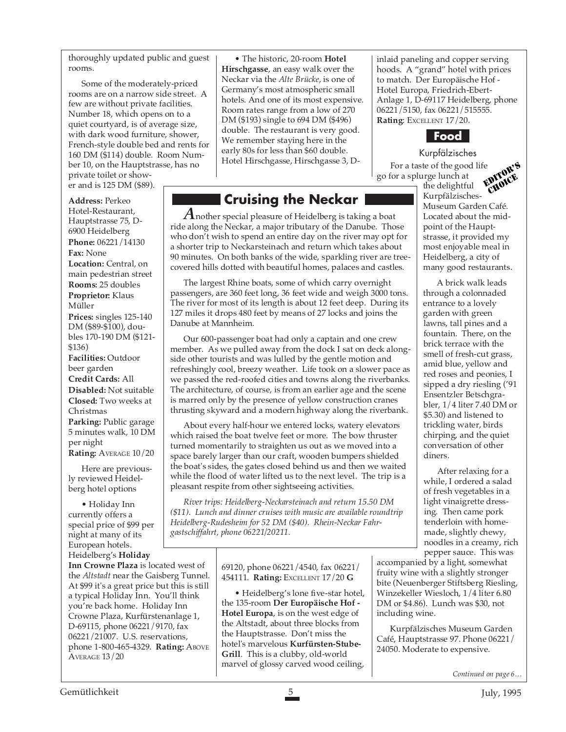thoroughly updated public and guest rooms.

Some of the moderately-priced rooms are on a narrow side street. A few are without private facilities. Number 18, which opens on to a quiet courtyard, is of average size, with dark wood furniture, shower, French-style double bed and rents for 160 DM ($114) double. Room Number 10, on the Hauptstrasse, has no private toilet or shower and is 125 DM ($89).

**Address:** Perkeo Hotel-Restaurant, Hauptstrasse 75, D-6900 Heidelberg
**Phone:** 06221/14130
**Fax:** None
**Location:** Central, on main pedestrian street
**Rooms:** 25 doubles
**Proprietor:** Klaus Müller
**Prices:** singles 125-140 DM ($89-$100), doubles 170-190 DM ($121-$136)
**Facilities:** Outdoor beer garden
**Credit Cards:** All
**Disabled:** Not suitable
**Closed:** Two weeks at Christmas
**Parking:** Public garage 5 minutes walk, 10 DM per night
**Rating:** AVERAGE 10/20

Here are previously reviewed Heidelberg hotel options

• Holiday Inn currently offers a special price of $99 per night at many of its European hotels. Heidelberg's **Holiday Inn Crowne Plaza** is located west of the *Altstadt* near the Gaisberg Tunnel. At $99 it's a great price but this is still a typical Holiday Inn. You'll think you're back home. Holiday Inn Crowne Plaza, Kurfürstenanlage 1, D-69115, phone 06221/9170, fax 06221/21007. U.S. reservations, phone 1-800-465-4329. **Rating:** ABOVE AVERAGE 13/20

• The historic, 20-room **Hotel Hirschgasse**, an easy walk over the Neckar via the *Alte Brücke*, is one of Germany's most atmospheric small hotels. And one of its most expensive. Room rates range from a low of 270 DM ($193) single to 694 DM ($496) double. The restaurant is very good. We remember staying here in the early 80s for less than $60 double. Hotel Hirschgasse, Hirschgasse 3, D-69120, phone 06221/4540, fax 06221/454111. **Rating:** EXCELLENT 17/20 **G**

• Heidelberg's lone five-star hotel, the 135-room **Der Europäische Hof - Hotel Europa**, is on the west edge of the Altstadt, about three blocks from the Hauptstrasse. Don't miss the hotel's marvelous **Kurfürsten-Stube-Grill**. This is a clubby, old-world marvel of glossy carved wood ceiling, inlaid paneling and copper serving hoods. A "grand" hotel with prices to match. Der Europäische Hof - Hotel Europa, Friedrich-Ebert-Anlage 1, D-69117 Heidelberg, phone 06221/5150, fax 06221/515555. **Rating**: EXCELLENT 17/20.

## Cruising the Neckar

Another special pleasure of Heidelberg is taking a boat ride along the Neckar, a major tributary of the Danube. Those who don't wish to spend an entire day on the river may opt for a shorter trip to Neckarsteinach and return which takes about 90 minutes. On both banks of the wide, sparkling river are tree-covered hills dotted with beautiful homes, palaces and castles.

The largest Rhine boats, some of which carry overnight passengers, are 360 feet long, 36 feet wide and weigh 3000 tons. The river for most of its length is about 12 feet deep. During its 127 miles it drops 480 feet by means of 27 locks and joins the Danube at Mannheim.

Our 600-passenger boat had only a captain and one crew member. As we pulled away from the dock I sat on deck alongside other tourists and was lulled by the gentle motion and refreshingly cool, breezy weather. Life took on a slower pace as we passed the red-roofed cities and towns along the riverbanks. The architecture, of course, is from an earlier age and the scene is marred only by the presence of yellow construction cranes thrusting skyward and a modern highway along the riverbank.

About every half-hour we entered locks, watery elevators which raised the boat twelve feet or more. The bow thruster turned momentarily to straighten us out as we moved into a space barely larger than our craft, wooden bumpers shielded the boat's sides, the gates closed behind us and then we waited while the flood of water lifted us to the next level. The trip is a pleasant respite from other sightseeing activities.

*River trips: Heidelberg-Neckarsteinach and return 15.50 DM ($11). Lunch and dinner cruises with music are available roundtrip Heidelberg-Rudesheim for 52 DM ($40). Rhein-Neckar Fahrgastschiffahrt, phone 06221/20211.*

## Food

### Kurpfälzisches

EDITOR'S CHOICE

For a taste of the good life go for a splurge lunch at the delightful Kurpfälzisches-Museum Garden Café. Located about the midpoint of the Hauptstrasse, it provided my most enjoyable meal in Heidelberg, a city of many good restaurants.

A brick walk leads through a colonnaded entrance to a lovely garden with green lawns, tall pines and a fountain. There, on the brick terrace with the smell of fresh-cut grass, amid blue, yellow and red roses and peonies, I sipped a dry riesling ('91 Ensentzler Betschgrabler, 1/4 liter 7.40 DM or $5.30) and listened to trickling water, birds chirping, and the quiet conversation of other diners.

After relaxing for a while, I ordered a salad of fresh vegetables in a light vinaigrette dressing. Then came pork tenderloin with homemade, slightly chewy, noodles in a creamy, rich pepper sauce. This was accompanied by a light, somewhat fruity wine with a slightly stronger bite (Neuenberger Stiftsberg Riesling, Winzekeller Wiesloch, 1/4 liter 6.80 DM or $4.86). Lunch was $30, not including wine.

Kurpfälzisches Museum Garden Café, Hauptstrasse 97. Phone 06221/24050. Moderate to expensive.

*Continued on page 6…*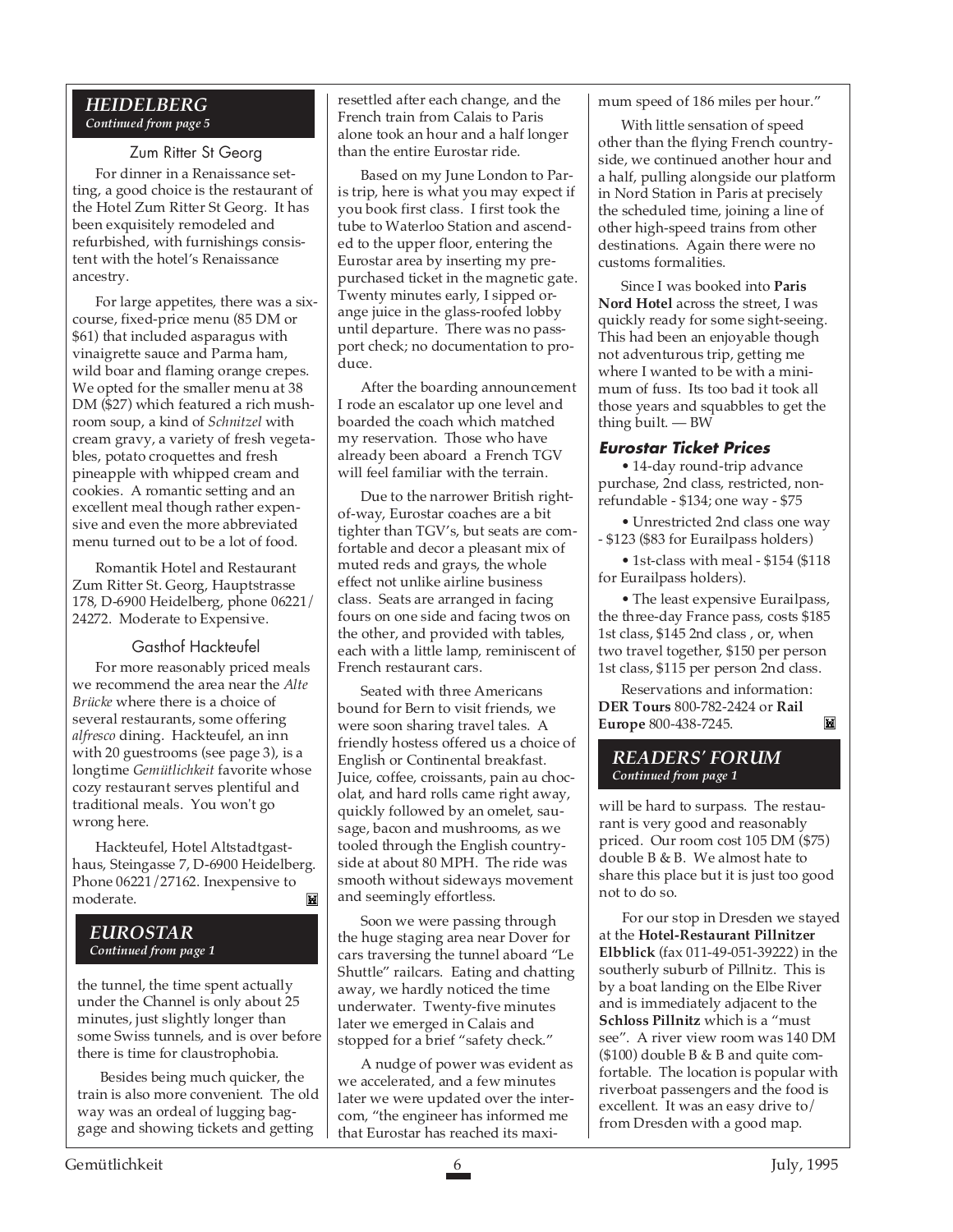## HEIDELBERG

*Continued from page 5*

### Zum Ritter St Georg

For dinner in a Renaissance setting, a good choice is the restaurant of the Hotel Zum Ritter St Georg. It has been exquisitely remodeled and refurbished, with furnishings consistent with the hotel's Renaissance ancestry.

For large appetites, there was a six-course, fixed-price menu (85 DM or $61) that included asparagus with vinaigrette sauce and Parma ham, wild boar and flaming orange crepes. We opted for the smaller menu at 38 DM ($27) which featured a rich mushroom soup, a kind of *Schnitzel* with cream gravy, a variety of fresh vegetables, potato croquettes and fresh pineapple with whipped cream and cookies. A romantic setting and an excellent meal though rather expensive and even the more abbreviated menu turned out to be a lot of food.

Romantik Hotel and Restaurant Zum Ritter St. Georg, Hauptstrasse 178, D-6900 Heidelberg, phone 06221/24272. Moderate to Expensive.

### Gasthof Hackteufel

For more reasonably priced meals we recommend the area near the *Alte Brücke* where there is a choice of several restaurants, some offering *alfresco* dining. Hackteufel, an inn with 20 guestrooms (see page 3), is a longtime *Gemütlichkeit* favorite whose cozy restaurant serves plentiful and traditional meals. You won't go wrong here.

Hackteufel, Hotel Altstadtgasthaus, Steingasse 7, D-6900 Heidelberg. Phone 06221/27162. Inexpensive to moderate.

## EUROSTAR

*Continued from page 1*

the tunnel, the time spent actually under the Channel is only about 25 minutes, just slightly longer than some Swiss tunnels, and is over before there is time for claustrophobia.

Besides being much quicker, the train is also more convenient. The old way was an ordeal of lugging baggage and showing tickets and getting resettled after each change, and the French train from Calais to Paris alone took an hour and a half longer than the entire Eurostar ride.

Based on my June London to Paris trip, here is what you may expect if you book first class. I first took the tube to Waterloo Station and ascended to the upper floor, entering the Eurostar area by inserting my pre-purchased ticket in the magnetic gate. Twenty minutes early, I sipped orange juice in the glass-roofed lobby until departure. There was no passport check; no documentation to produce.

After the boarding announcement I rode an escalator up one level and boarded the coach which matched my reservation. Those who have already been aboard a French TGV will feel familiar with the terrain.

Due to the narrower British right-of-way, Eurostar coaches are a bit tighter than TGV's, but seats are comfortable and decor a pleasant mix of muted reds and grays, the whole effect not unlike airline business class. Seats are arranged in facing fours on one side and facing twos on the other, and provided with tables, each with a little lamp, reminiscent of French restaurant cars.

Seated with three Americans bound for Bern to visit friends, we were soon sharing travel tales. A friendly hostess offered us a choice of English or Continental breakfast. Juice, coffee, croissants, pain au chocolat, and hard rolls came right away, quickly followed by an omelet, sausage, bacon and mushrooms, as we tooled through the English countryside at about 80 MPH. The ride was smooth without sideways movement and seemingly effortless.

Soon we were passing through the huge staging area near Dover for cars traversing the tunnel aboard "Le Shuttle" railcars. Eating and chatting away, we hardly noticed the time underwater. Twenty-five minutes later we emerged in Calais and stopped for a brief "safety check."

A nudge of power was evident as we accelerated, and a few minutes later we were updated over the intercom, "the engineer has informed me that Eurostar has reached its maximum speed of 186 miles per hour."

With little sensation of speed other than the flying French countryside, we continued another hour and a half, pulling alongside our platform in Nord Station in Paris at precisely the scheduled time, joining a line of other high-speed trains from other destinations. Again there were no customs formalities.

Since I was booked into **Paris Nord Hotel** across the street, I was quickly ready for some sight-seeing. This had been an enjoyable though not adventurous trip, getting me where I wanted to be with a minimum of fuss. Its too bad it took all those years and squabbles to get the thing built. — BW

### Eurostar Ticket Prices

- 14-day round-trip advance purchase, 2nd class, restricted, non-refundable - $134; one way - $75
- Unrestricted 2nd class one way - $123 ($83 for Eurailpass holders)
- 1st-class with meal - $154 ($118 for Eurailpass holders).
- The least expensive Eurailpass, the three-day France pass, costs $185 1st class, $145 2nd class , or, when two travel together, $150 per person 1st class, $115 per person 2nd class.

Reservations and information: **DER Tours** 800-782-2424 or **Rail Europe** 800-438-7245.

## READERS' FORUM

*Continued from page 1*

will be hard to surpass. The restaurant is very good and reasonably priced. Our room cost 105 DM ($75) double B & B. We almost hate to share this place but it is just too good not to do so.

For our stop in Dresden we stayed at the **Hotel-Restaurant Pillnitzer Elbblick** (fax 011-49-051-39222) in the southerly suburb of Pillnitz. This is by a boat landing on the Elbe River and is immediately adjacent to the **Schloss Pillnitz** which is a "must see". A river view room was 140 DM ($100) double B & B and quite comfortable. The location is popular with riverboat passengers and the food is excellent. It was an easy drive to/from Dresden with a good map.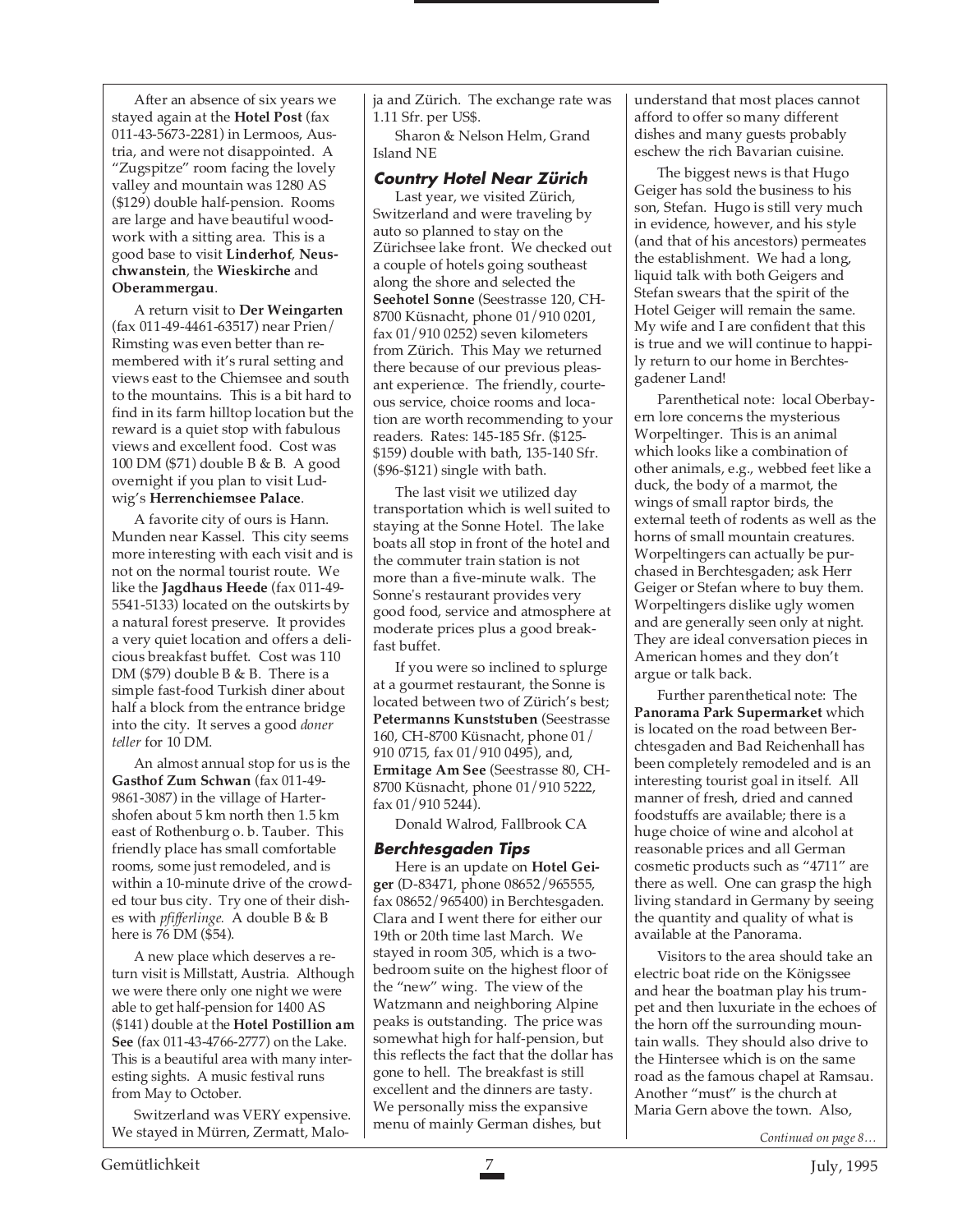After an absence of six years we stayed again at the **Hotel Post** (fax 011-43-5673-2281) in Lermoos, Austria, and were not disappointed. A "Zugspitze" room facing the lovely valley and mountain was 1280 AS ($129) double half-pension. Rooms are large and have beautiful woodwork with a sitting area. This is a good base to visit **Linderhof**, **Neuschwanstein**, the **Wieskirche** and **Oberammergau**.

A return visit to **Der Weingarten** (fax 011-49-4461-63517) near Prien/Rimsting was even better than remembered with it's rural setting and views east to the Chiemsee and south to the mountains. This is a bit hard to find in its farm hilltop location but the reward is a quiet stop with fabulous views and excellent food. Cost was 100 DM ($71) double B & B. A good overnight if you plan to visit Ludwig's **Herrenchiemsee Palace**.

A favorite city of ours is Hann. Munden near Kassel. This city seems more interesting with each visit and is not on the normal tourist route. We like the **Jagdhaus Heede** (fax 011-49-5541-5133) located on the outskirts by a natural forest preserve. It provides a very quiet location and offers a delicious breakfast buffet. Cost was 110 DM ($79) double B & B. There is a simple fast-food Turkish diner about half a block from the entrance bridge into the city. It serves a good *doner teller* for 10 DM.

An almost annual stop for us is the **Gasthof Zum Schwan** (fax 011-49-9861-3087) in the village of Hartershofen about 5 km north then 1.5 km east of Rothenburg o. b. Tauber. This friendly place has small comfortable rooms, some just remodeled, and is within a 10-minute drive of the crowded tour bus city. Try one of their dishes with *pfifferlinge.* A double B & B here is 76 DM ($54).

A new place which deserves a return visit is Millstatt, Austria. Although we were there only one night we were able to get half-pension for 1400 AS ($141) double at the **Hotel Postillion am See** (fax 011-43-4766-2777) on the Lake. This is a beautiful area with many interesting sights. A music festival runs from May to October.

Switzerland was VERY expensive. We stayed in Mürren, Zermatt, Maloja and Zürich. The exchange rate was 1.11 Sfr. per US$.

Sharon & Nelson Helm, Grand Island NE

### Country Hotel Near Zürich

Last year, we visited Zürich, Switzerland and were traveling by auto so planned to stay on the Zürichsee lake front. We checked out a couple of hotels going southeast along the shore and selected the **Seehotel Sonne** (Seestrasse 120, CH-8700 Küsnacht, phone 01/910 0201, fax 01/910 0252) seven kilometers from Zürich. This May we returned there because of our previous pleasant experience. The friendly, courteous service, choice rooms and location are worth recommending to your readers. Rates: 145-185 Sfr. ($125-$159) double with bath, 135-140 Sfr. ($96-$121) single with bath.

The last visit we utilized day transportation which is well suited to staying at the Sonne Hotel. The lake boats all stop in front of the hotel and the commuter train station is not more than a five-minute walk. The Sonne's restaurant provides very good food, service and atmosphere at moderate prices plus a good breakfast buffet.

If you were so inclined to splurge at a gourmet restaurant, the Sonne is located between two of Zürich's best; **Petermanns Kunststuben** (Seestrasse 160, CH-8700 Küsnacht, phone 01/910 0715, fax 01/910 0495), and, **Ermitage Am See** (Seestrasse 80, CH-8700 Küsnacht, phone 01/910 5222, fax 01/910 5244).

Donald Walrod, Fallbrook CA

### Berchtesgaden Tips

Here is an update on **Hotel Geiger** (D-83471, phone 08652/965555, fax 08652/965400) in Berchtesgaden. Clara and I went there for either our 19th or 20th time last March. We stayed in room 305, which is a two-bedroom suite on the highest floor of the "new" wing. The view of the Watzmann and neighboring Alpine peaks is outstanding. The price was somewhat high for half-pension, but this reflects the fact that the dollar has gone to hell. The breakfast is still excellent and the dinners are tasty. We personally miss the expansive menu of mainly German dishes, but understand that most places cannot afford to offer so many different dishes and many guests probably eschew the rich Bavarian cuisine.

The biggest news is that Hugo Geiger has sold the business to his son, Stefan. Hugo is still very much in evidence, however, and his style (and that of his ancestors) permeates the establishment. We had a long, liquid talk with both Geigers and Stefan swears that the spirit of the Hotel Geiger will remain the same. My wife and I are confident that this is true and we will continue to happily return to our home in Berchtesgadener Land!

Parenthetical note: local Oberbayern lore concerns the mysterious Worpeltinger. This is an animal which looks like a combination of other animals, e.g., webbed feet like a duck, the body of a marmot, the wings of small raptor birds, the external teeth of rodents as well as the horns of small mountain creatures. Worpeltingers can actually be purchased in Berchtesgaden; ask Herr Geiger or Stefan where to buy them. Worpeltingers dislike ugly women and are generally seen only at night. They are ideal conversation pieces in American homes and they don't argue or talk back.

Further parenthetical note: The **Panorama Park Supermarket** which is located on the road between Berchtesgaden and Bad Reichenhall has been completely remodeled and is an interesting tourist goal in itself. All manner of fresh, dried and canned foodstuffs are available; there is a huge choice of wine and alcohol at reasonable prices and all German cosmetic products such as "4711" are there as well. One can grasp the high living standard in Germany by seeing the quantity and quality of what is available at the Panorama.

Visitors to the area should take an electric boat ride on the Königssee and hear the boatman play his trumpet and then luxuriate in the echoes of the horn off the surrounding mountain walls. They should also drive to the Hintersee which is on the same road as the famous chapel at Ramsau. Another "must" is the church at Maria Gern above the town. Also,

*Continued on page 8…*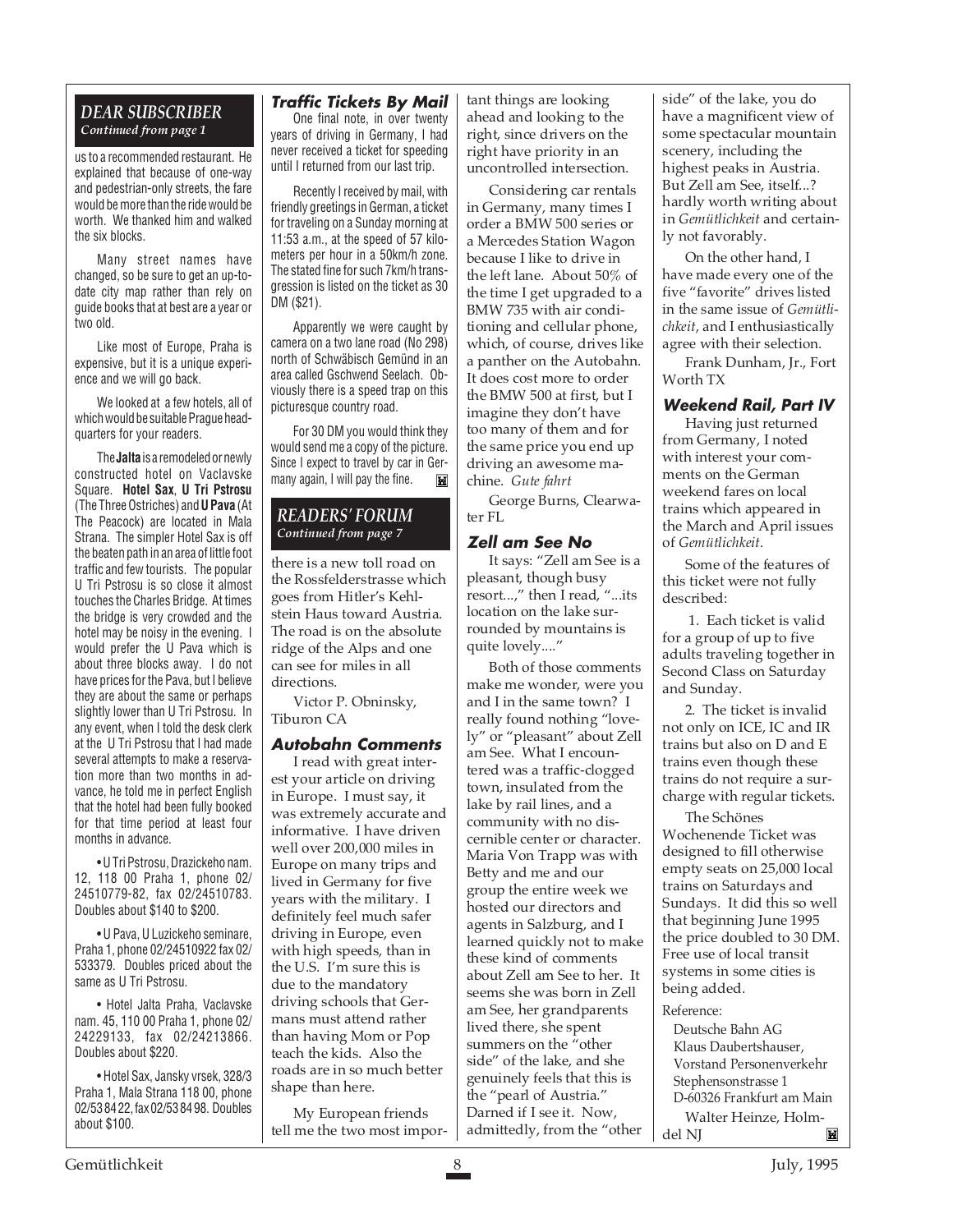## DEAR SUBSCRIBER
*Continued from page 1*

us to a recommended restaurant. He explained that because of one-way and pedestrian-only streets, the fare would be more than the ride would be worth. We thanked him and walked the six blocks.

Many street names have changed, so be sure to get an up-to-date city map rather than rely on guide books that at best are a year or two old.

Like most of Europe, Praha is expensive, but it is a unique experience and we will go back.

We looked at a few hotels, all of which would be suitable Prague headquarters for your readers.

The **Jalta** is a remodeled or newly constructed hotel on Vaclavske Square. **Hotel Sax**, **U Tri Pstrosu** (The Three Ostriches) and **U Pava** (At The Peacock) are located in Mala Strana. The simpler Hotel Sax is off the beaten path in an area of little foot traffic and few tourists. The popular U Tri Pstrosu is so close it almost touches the Charles Bridge. At times the bridge is very crowded and the hotel may be noisy in the evening. I would prefer the U Pava which is about three blocks away. I do not have prices for the Pava, but I believe they are about the same or perhaps slightly lower than U Tri Pstrosu. In any event, when I told the desk clerk at the U Tri Pstrosu that I had made several attempts to make a reservation more than two months in advance, he told me in perfect English that the hotel had been fully booked for that time period at least four months in advance.

• U Tri Pstrosu, Drazickeho nam. 12, 118 00 Praha 1, phone 02/24510779-82, fax 02/24510783. Doubles about $140 to $200.

• U Pava, U Luzickeho seminare, Praha 1, phone 02/24510922 fax 02/533379. Doubles priced about the same as U Tri Pstrosu.

• Hotel Jalta Praha, Vaclavske nam. 45, 110 00 Praha 1, phone 02/24229133, fax 02/24213866. Doubles about $220.

• Hotel Sax, Jansky vrsek, 328/3 Praha 1, Mala Strana 118 00, phone 02/53 84 22, fax 02/53 84 98. Doubles about $100.

### Traffic Tickets By Mail

One final note, in over twenty years of driving in Germany, I had never received a ticket for speeding until I returned from our last trip.

Recently I received by mail, with friendly greetings in German, a ticket for traveling on a Sunday morning at 11:53 a.m., at the speed of 57 kilometers per hour in a 50km/h zone. The stated fine for such 7km/h transgression is listed on the ticket as 30 DM ($21).

Apparently we were caught by camera on a two lane road (No 298) north of Schwäbisch Gemünd in an area called Gschwend Seelach. Obviously there is a speed trap on this picturesque country road.

For 30 DM you would think they would send me a copy of the picture. Since I expect to travel by car in Germany again, I will pay the fine.

## READERS' FORUM
*Continued from page 7*

there is a new toll road on the Rossfelderstrasse which goes from Hitler's Kehlstein Haus toward Austria. The road is on the absolute ridge of the Alps and one can see for miles in all directions.

Victor P. Obninsky, Tiburon CA

### Autobahn Comments

I read with great interest your article on driving in Europe. I must say, it was extremely accurate and informative. I have driven well over 200,000 miles in Europe on many trips and lived in Germany for five years with the military. I definitely feel much safer driving in Europe, even with high speeds, than in the U.S. I'm sure this is due to the mandatory driving schools that Germans must attend rather than having Mom or Pop teach the kids. Also the roads are in so much better shape than here.

My European friends tell me the two most important things are looking ahead and looking to the right, since drivers on the right have priority in an uncontrolled intersection.

Considering car rentals in Germany, many times I order a BMW 500 series or a Mercedes Station Wagon because I like to drive in the left lane. About 50% of the time I get upgraded to a BMW 735 with air conditioning and cellular phone, which, of course, drives like a panther on the Autobahn. It does cost more to order the BMW 500 at first, but I imagine they don't have too many of them and for the same price you end up driving an awesome machine. *Gute fahrt*

George Burns, Clearwater FL

### Zell am See No

It says: "Zell am See is a pleasant, though busy resort...," then I read, "...its location on the lake surrounded by mountains is quite lovely...."

Both of those comments make me wonder, were you and I in the same town? I really found nothing "lovely" or "pleasant" about Zell am See. What I encountered was a traffic-clogged town, insulated from the lake by rail lines, and a community with no discernible center or character. Maria Von Trapp was with Betty and me and our group the entire week we hosted our directors and agents in Salzburg, and I learned quickly not to make these kind of comments about Zell am See to her. It seems she was born in Zell am See, her grandparents lived there, she spent summers on the "other side" of the lake, and she genuinely feels that this is the "pearl of Austria." Darned if I see it. Now, admittedly, from the "other side" of the lake, you do have a magnificent view of some spectacular mountain scenery, including the highest peaks in Austria. But Zell am See, itself...? hardly worth writing about in *Gemütlichkeit* and certainly not favorably.

On the other hand, I have made every one of the five "favorite" drives listed in the same issue of *Gemütlichkeit*, and I enthusiastically agree with their selection.

Frank Dunham, Jr., Fort Worth TX

### Weekend Rail, Part IV

Having just returned from Germany, I noted with interest your comments on the German weekend fares on local trains which appeared in the March and April issues of *Gemütlichkeit*.

Some of the features of this ticket were not fully described:

1. Each ticket is valid for a group of up to five adults traveling together in Second Class on Saturday and Sunday.

2. The ticket is invalid not only on ICE, IC and IR trains but also on D and E trains even though these trains do not require a surcharge with regular tickets.

The Schönes Wochenende Ticket was designed to fill otherwise empty seats on 25,000 local trains on Saturdays and Sundays. It did this so well that beginning June 1995 the price doubled to 30 DM. Free use of local transit systems in some cities is being added.

Reference:
Deutsche Bahn AG
Klaus Daubertshauser,
Vorstand Personenverkehr
Stephensonstrasse 1
D-60326 Frankfurt am Main

Walter Heinze, Holmdel NJ